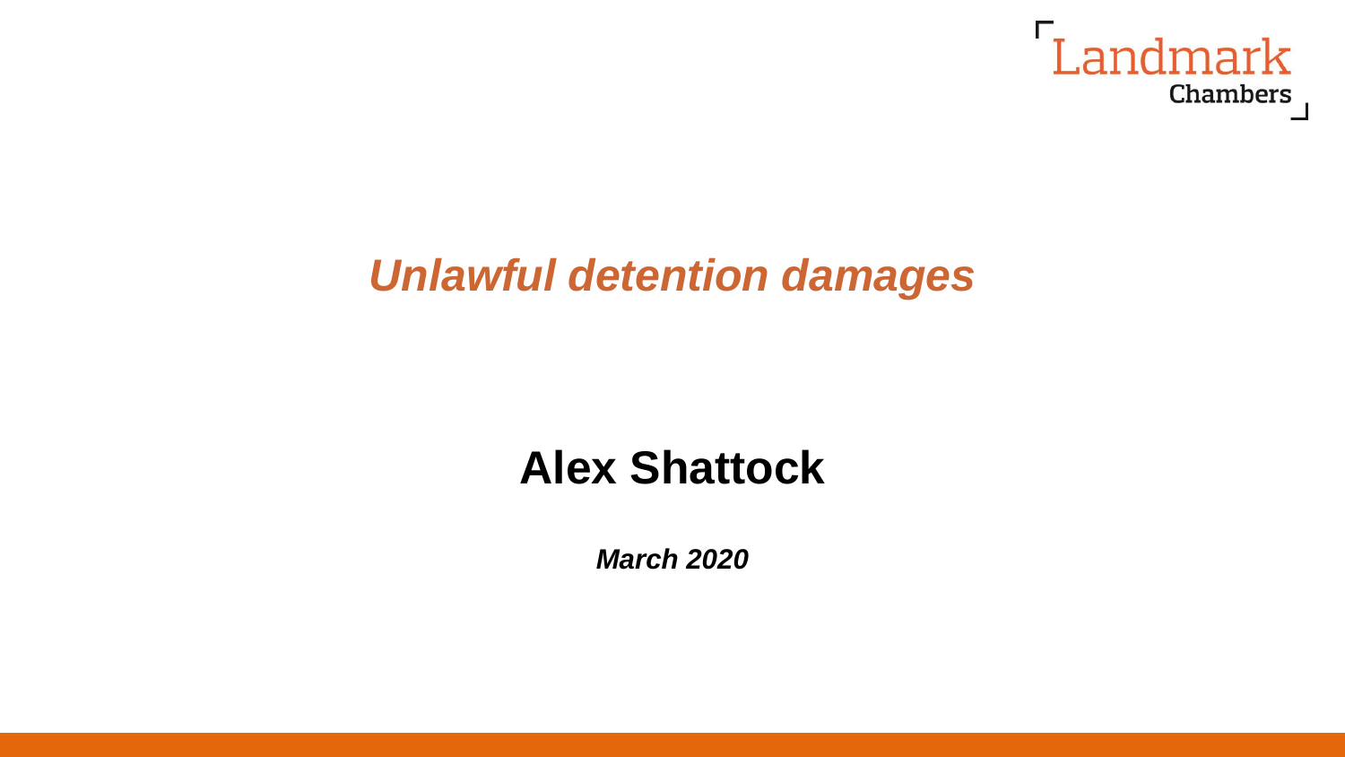Landmark Chambers

# *Unlawful detention damages*

## Alex Shattock

***March 2020***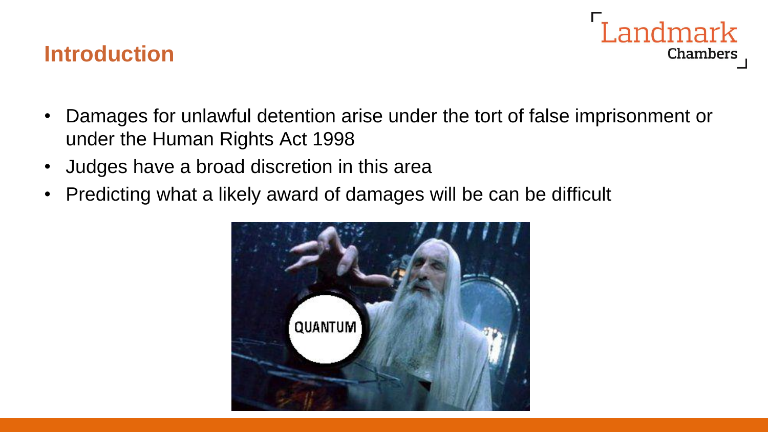## Introduction

- Damages for unlawful detention arise under the tort of false imprisonment or under the Human Rights Act 1998
- Judges have a broad discretion in this area
- Predicting what a likely award of damages will be can be difficult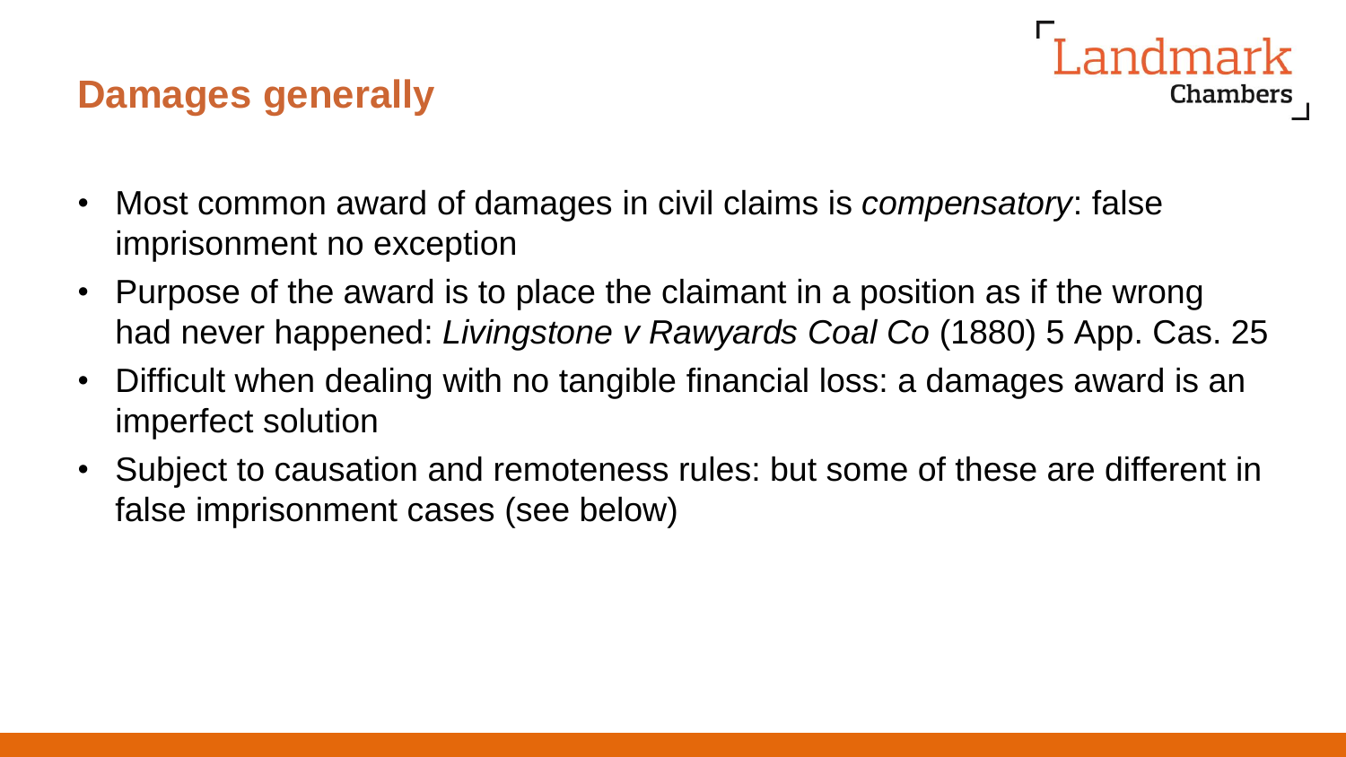## Damages generally

- Most common award of damages in civil claims is *compensatory*: false imprisonment no exception
- Purpose of the award is to place the claimant in a position as if the wrong had never happened: *Livingstone v Rawyards Coal Co* (1880) 5 App. Cas. 25
- Difficult when dealing with no tangible financial loss: a damages award is an imperfect solution
- Subject to causation and remoteness rules: but some of these are different in false imprisonment cases (see below)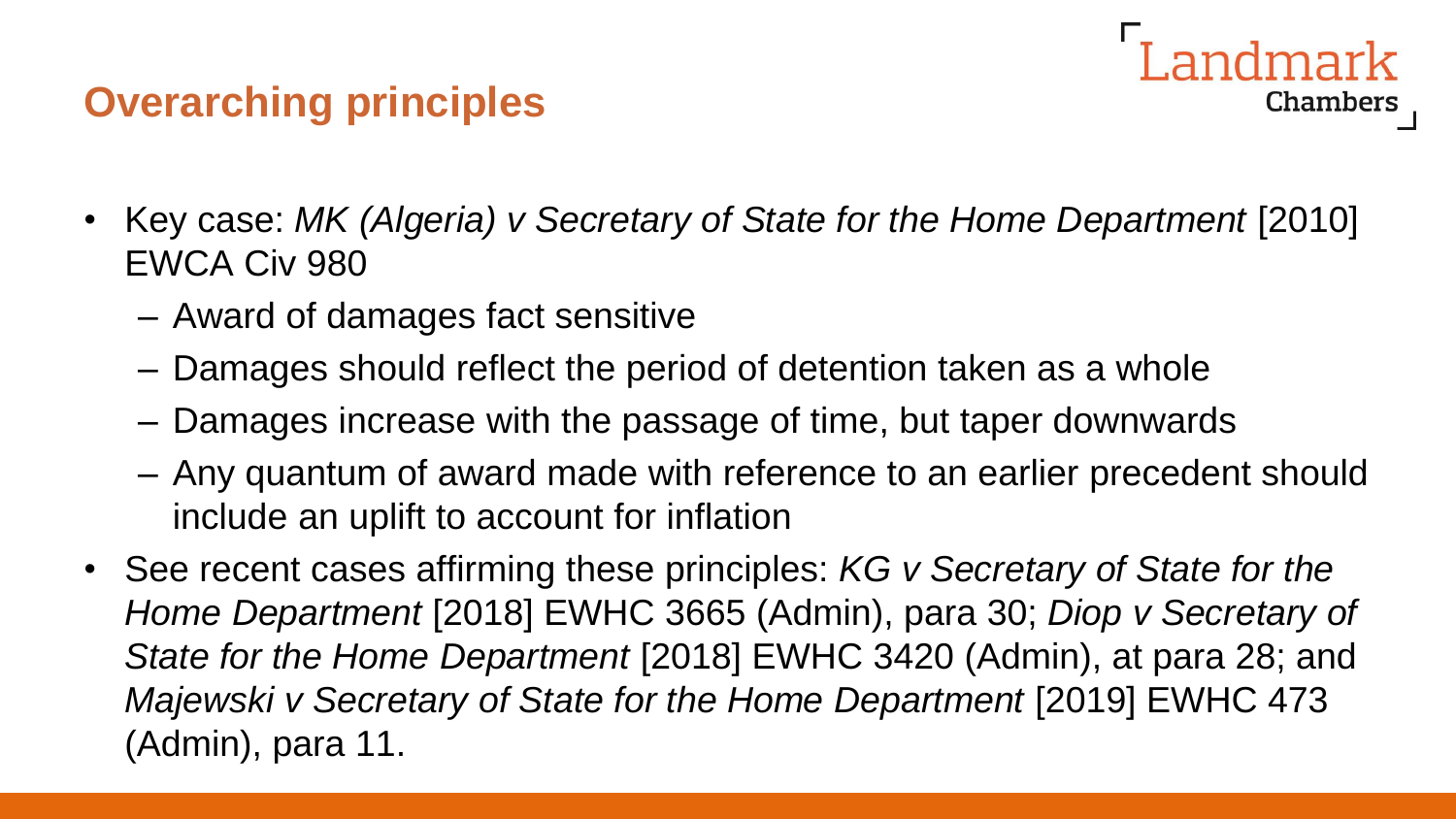# Overarching principles

- Key case: *MK (Algeria) v Secretary of State for the Home Department* [2010] EWCA Civ 980
  - Award of damages fact sensitive
  - Damages should reflect the period of detention taken as a whole
  - Damages increase with the passage of time, but taper downwards
  - Any quantum of award made with reference to an earlier precedent should include an uplift to account for inflation
- See recent cases affirming these principles: *KG v Secretary of State for the Home Department* [2018] EWHC 3665 (Admin), para 30; *Diop v Secretary of State for the Home Department* [2018] EWHC 3420 (Admin), at para 28; and *Majewski v Secretary of State for the Home Department* [2019] EWHC 473 (Admin), para 11.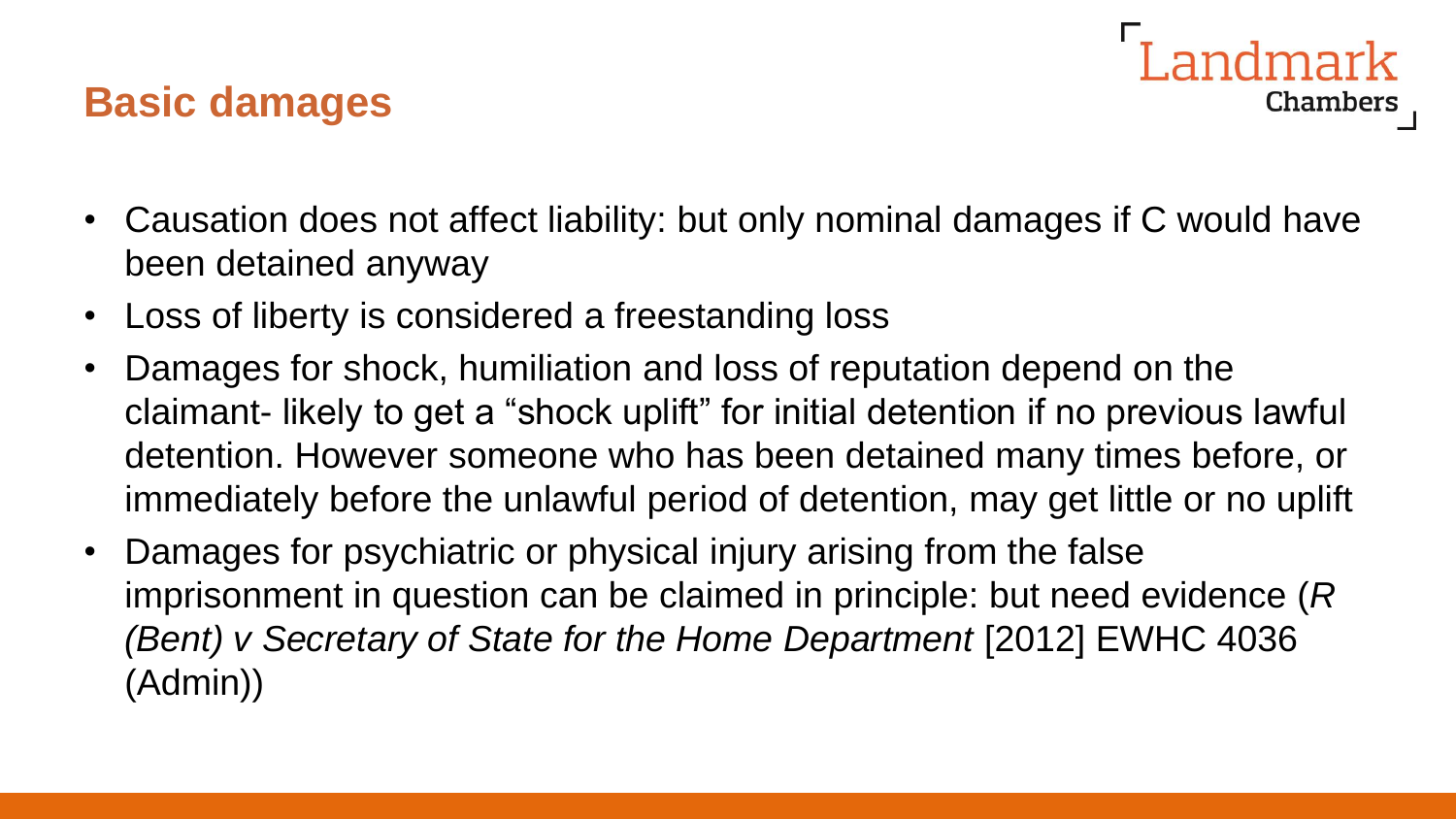## Basic damages

- Causation does not affect liability: but only nominal damages if C would have been detained anyway
- Loss of liberty is considered a freestanding loss
- Damages for shock, humiliation and loss of reputation depend on the claimant- likely to get a "shock uplift" for initial detention if no previous lawful detention. However someone who has been detained many times before, or immediately before the unlawful period of detention, may get little or no uplift
- Damages for psychiatric or physical injury arising from the false imprisonment in question can be claimed in principle: but need evidence (*R (Bent) v Secretary of State for the Home Department* [2012] EWHC 4036 (Admin))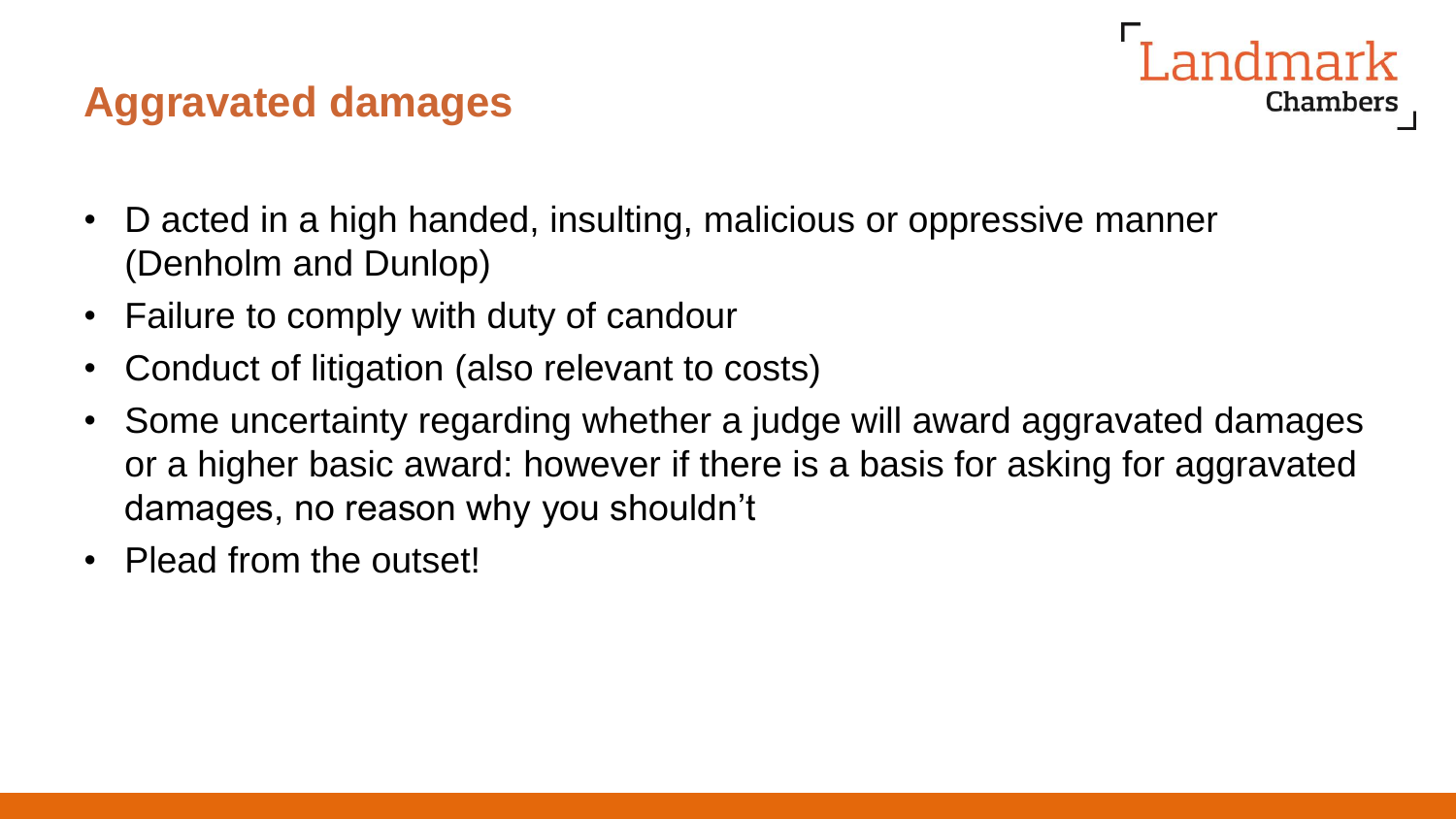## Aggravated damages

- D acted in a high handed, insulting, malicious or oppressive manner (Denholm and Dunlop)
- Failure to comply with duty of candour
- Conduct of litigation (also relevant to costs)
- Some uncertainty regarding whether a judge will award aggravated damages or a higher basic award: however if there is a basis for asking for aggravated damages, no reason why you shouldn't
- Plead from the outset!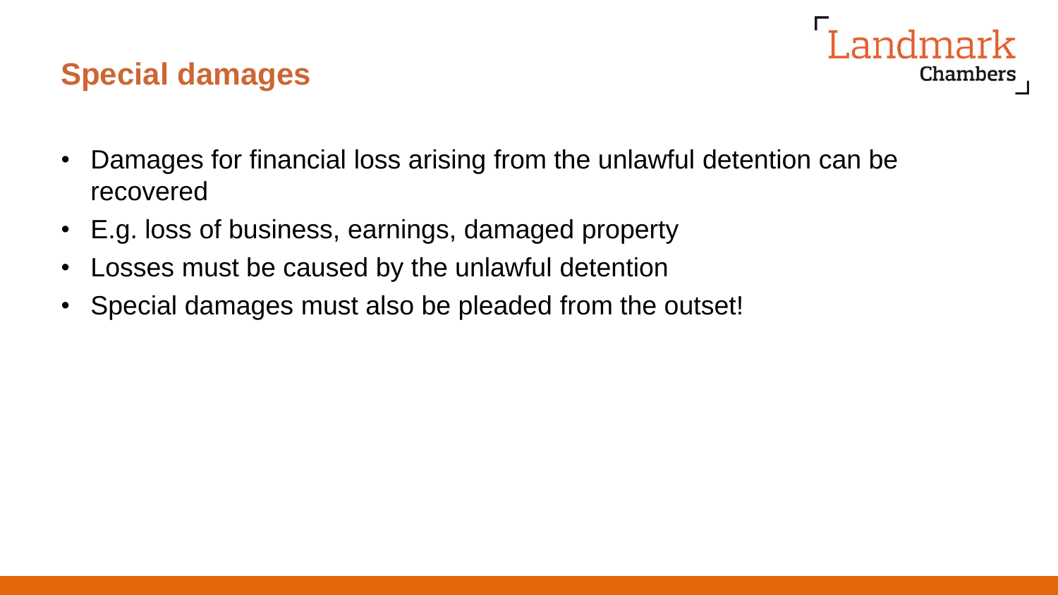## Special damages

- Damages for financial loss arising from the unlawful detention can be recovered
- E.g. loss of business, earnings, damaged property
- Losses must be caused by the unlawful detention
- Special damages must also be pleaded from the outset!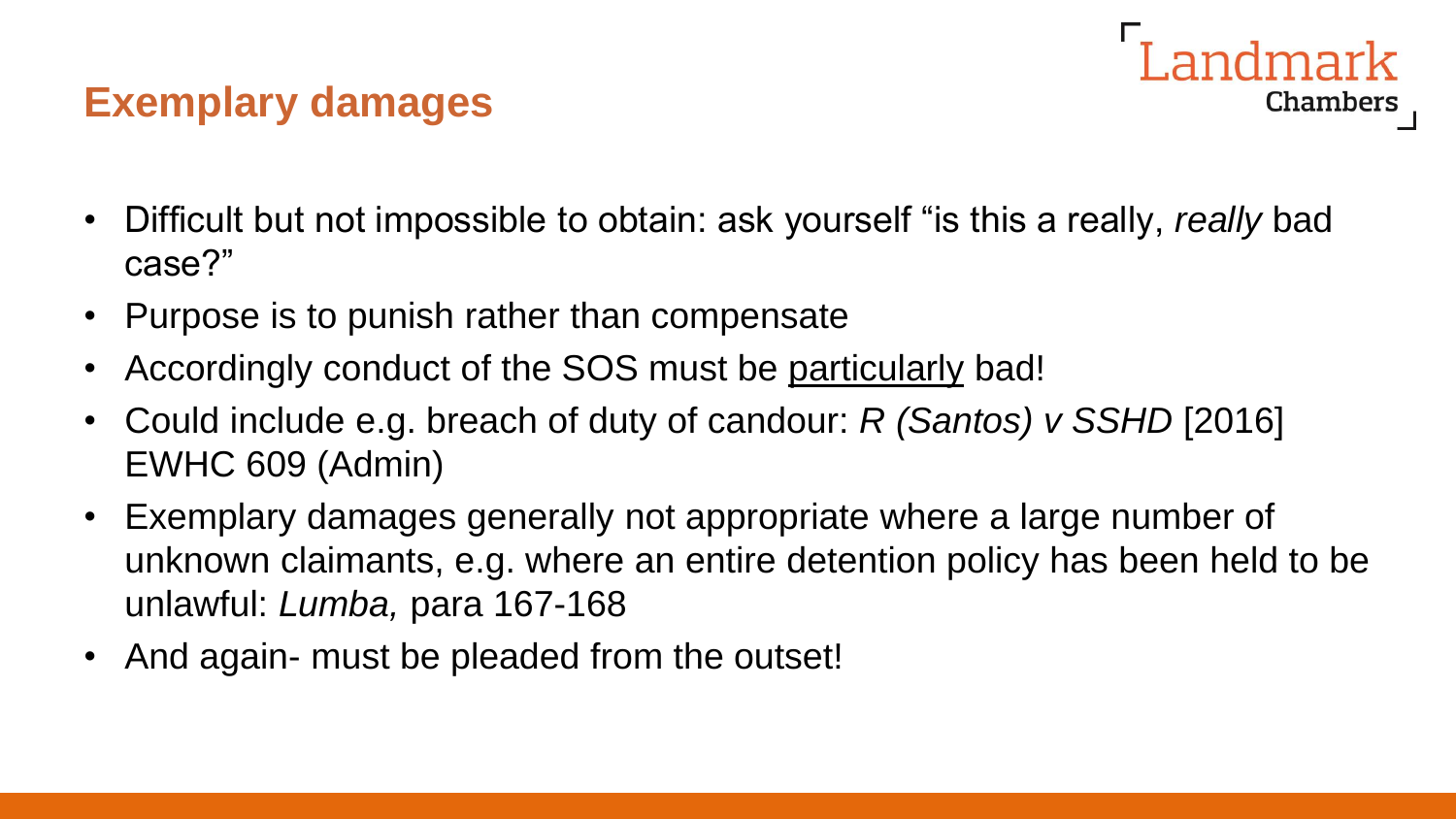# Exemplary damages

- Difficult but not impossible to obtain: ask yourself "is this a really, *really* bad case?"
- Purpose is to punish rather than compensate
- Accordingly conduct of the SOS must be <u>particularly</u> bad!
- Could include e.g. breach of duty of candour: *R (Santos) v SSHD* [2016] EWHC 609 (Admin)
- Exemplary damages generally not appropriate where a large number of unknown claimants, e.g. where an entire detention policy has been held to be unlawful: *Lumba,* para 167-168
- And again- must be pleaded from the outset!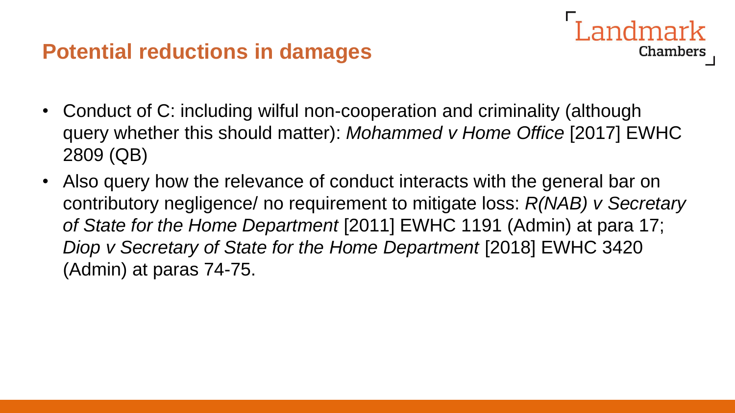# Potential reductions in damages

- Conduct of C: including wilful non-cooperation and criminality (although query whether this should matter): *Mohammed v Home Office* [2017] EWHC 2809 (QB)
- Also query how the relevance of conduct interacts with the general bar on contributory negligence/ no requirement to mitigate loss: *R(NAB) v Secretary of State for the Home Department* [2011] EWHC 1191 (Admin) at para 17; *Diop v Secretary of State for the Home Department* [2018] EWHC 3420 (Admin) at paras 74-75.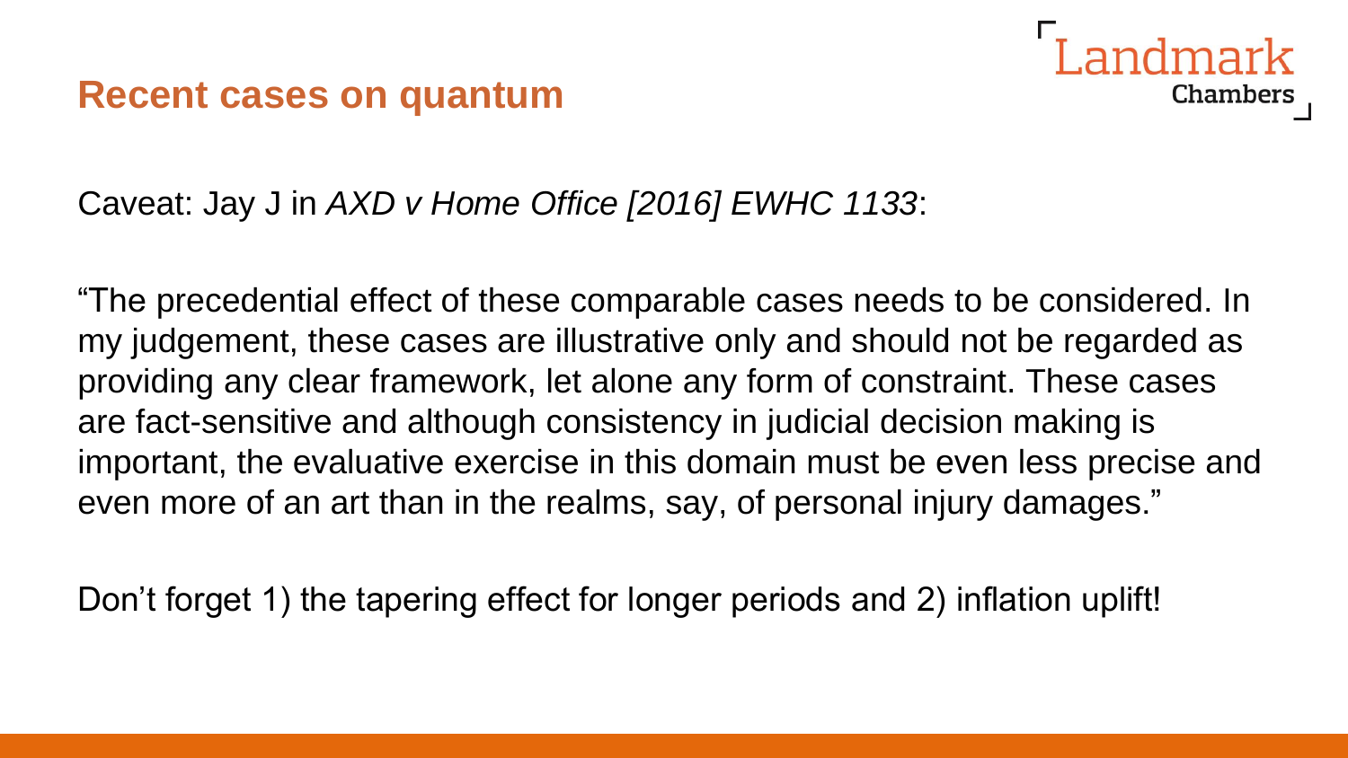## Recent cases on quantum

Caveat: Jay J in *AXD v Home Office [2016] EWHC 1133*:

"The precedential effect of these comparable cases needs to be considered. In my judgement, these cases are illustrative only and should not be regarded as providing any clear framework, let alone any form of constraint. These cases are fact-sensitive and although consistency in judicial decision making is important, the evaluative exercise in this domain must be even less precise and even more of an art than in the realms, say, of personal injury damages."

Don't forget 1) the tapering effect for longer periods and 2) inflation uplift!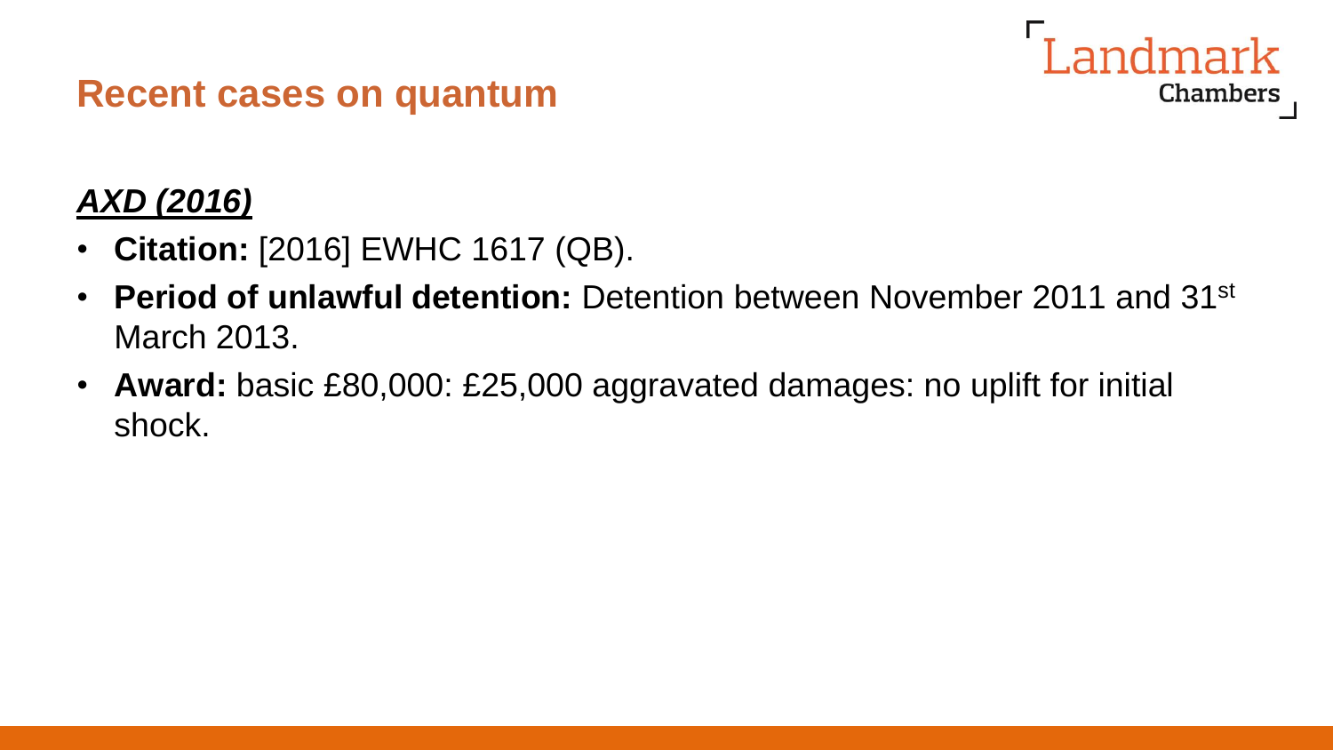## Recent cases on quantum

***AXD (2016)***

- **Citation:** [2016] EWHC 1617 (QB).
- **Period of unlawful detention:** Detention between November 2011 and 31st March 2013.
- **Award:** basic £80,000: £25,000 aggravated damages: no uplift for initial shock.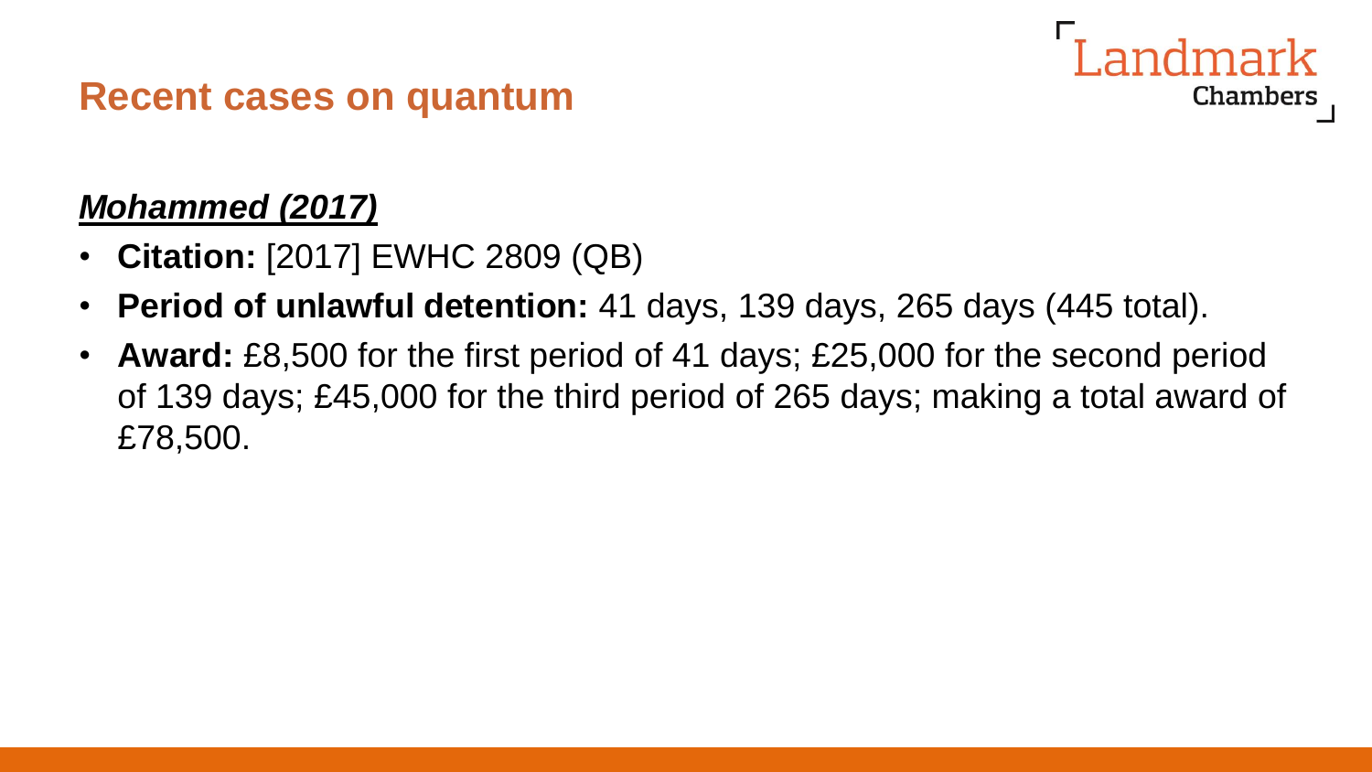## Recent cases on quantum

***Mohammed (2017)***

- **Citation:** [2017] EWHC 2809 (QB)
- **Period of unlawful detention:** 41 days, 139 days, 265 days (445 total).
- **Award:** £8,500 for the first period of 41 days; £25,000 for the second period of 139 days; £45,000 for the third period of 265 days; making a total award of £78,500.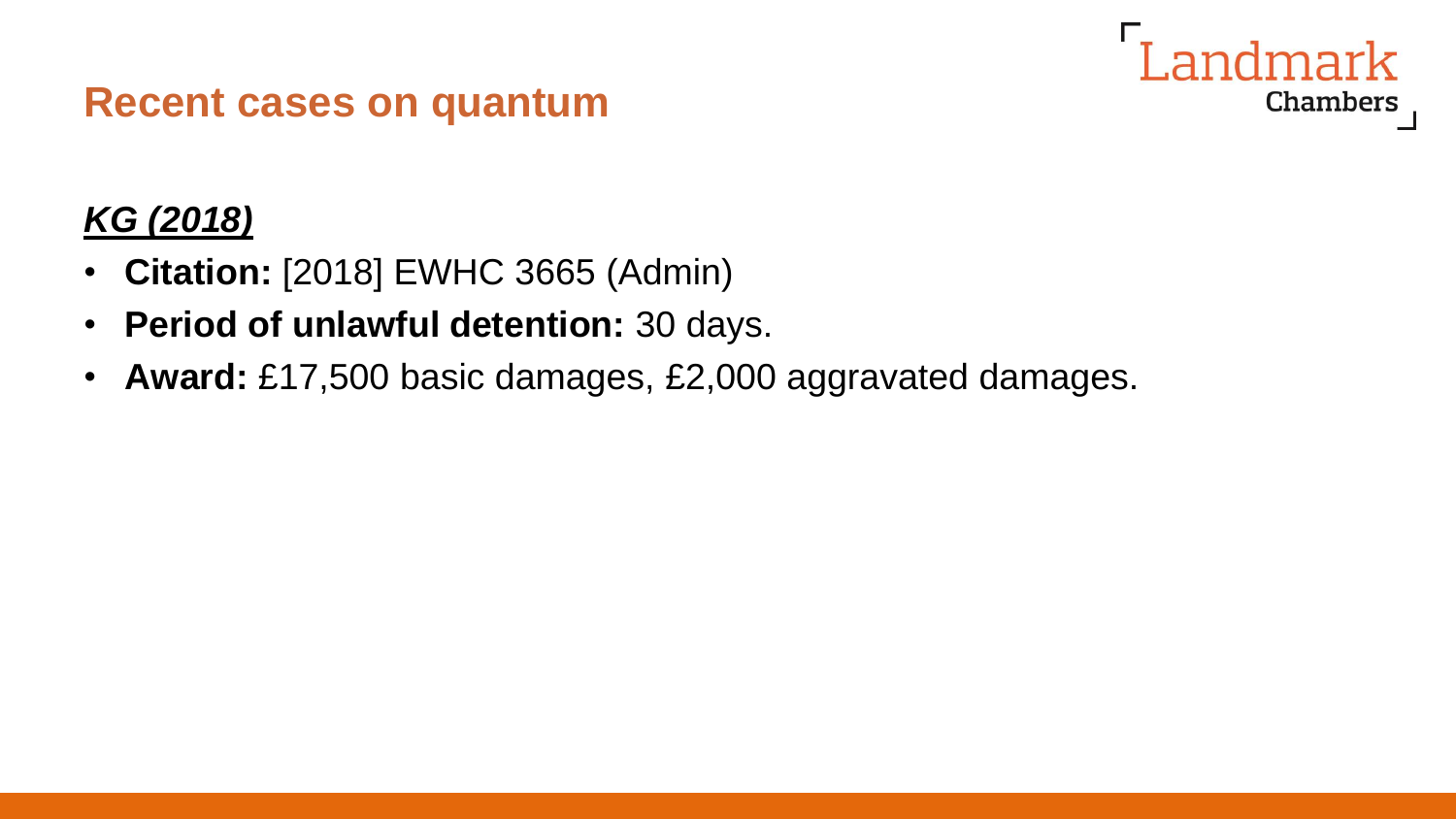# Recent cases on quantum

***KG (2018)***

- **Citation:** [2018] EWHC 3665 (Admin)
- **Period of unlawful detention:** 30 days.
- **Award:** £17,500 basic damages, £2,000 aggravated damages.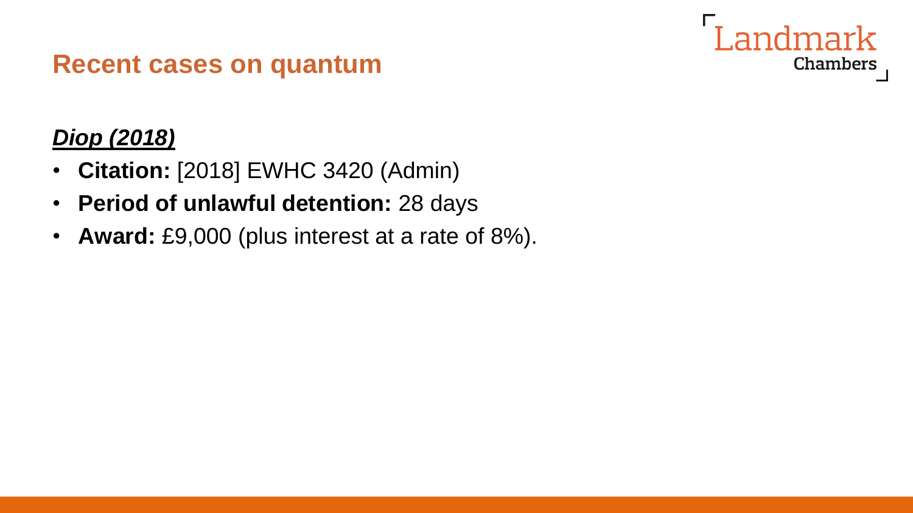## Recent cases on quantum

***Diop (2018)***

- **Citation:** [2018] EWHC 3420 (Admin)
- **Period of unlawful detention:** 28 days
- **Award:** £9,000 (plus interest at a rate of 8%).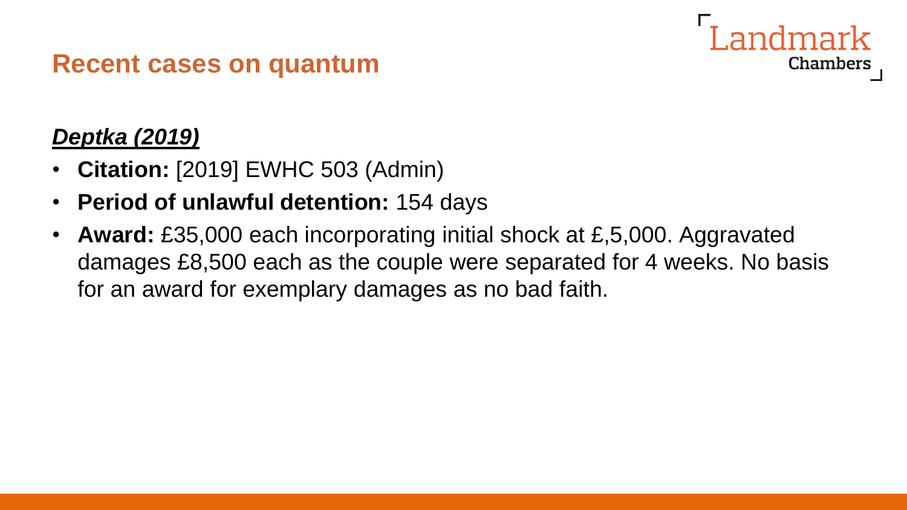## Recent cases on quantum

***Deptka (2019)***

- **Citation:** [2019] EWHC 503 (Admin)
- **Period of unlawful detention:** 154 days
- **Award:** £35,000 each incorporating initial shock at £,5,000. Aggravated damages £8,500 each as the couple were separated for 4 weeks. No basis for an award for exemplary damages as no bad faith.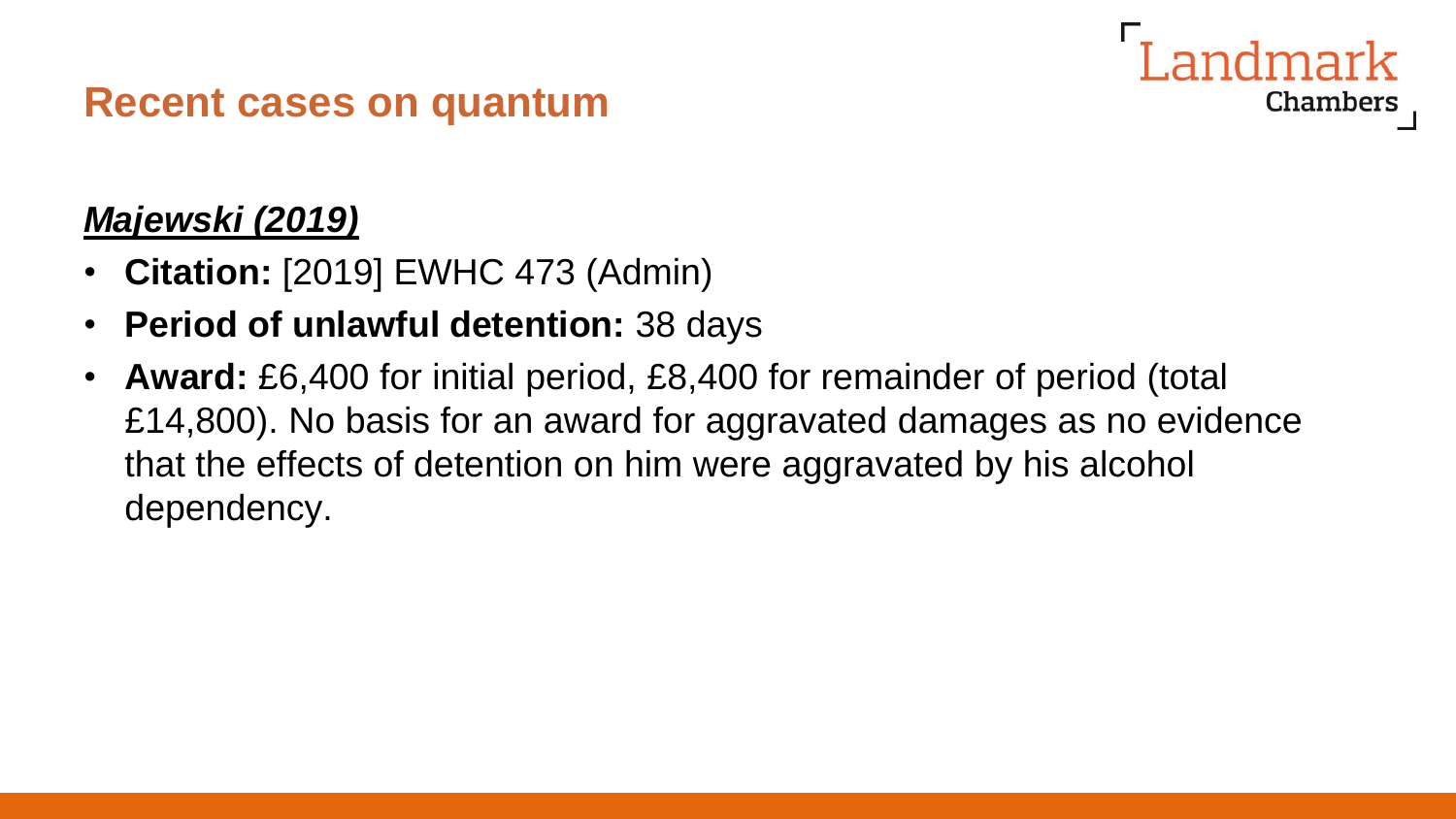## Recent cases on quantum

***Majewski (2019)***

- **Citation:** [2019] EWHC 473 (Admin)
- **Period of unlawful detention:** 38 days
- **Award:** £6,400 for initial period, £8,400 for remainder of period (total £14,800). No basis for an award for aggravated damages as no evidence that the effects of detention on him were aggravated by his alcohol dependency.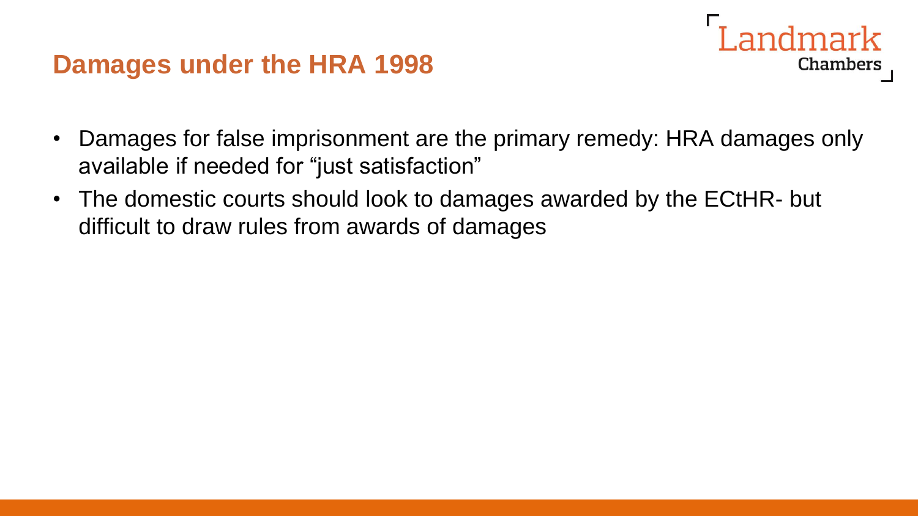## Damages under the HRA 1998

- Damages for false imprisonment are the primary remedy: HRA damages only available if needed for "just satisfaction"
- The domestic courts should look to damages awarded by the ECtHR- but difficult to draw rules from awards of damages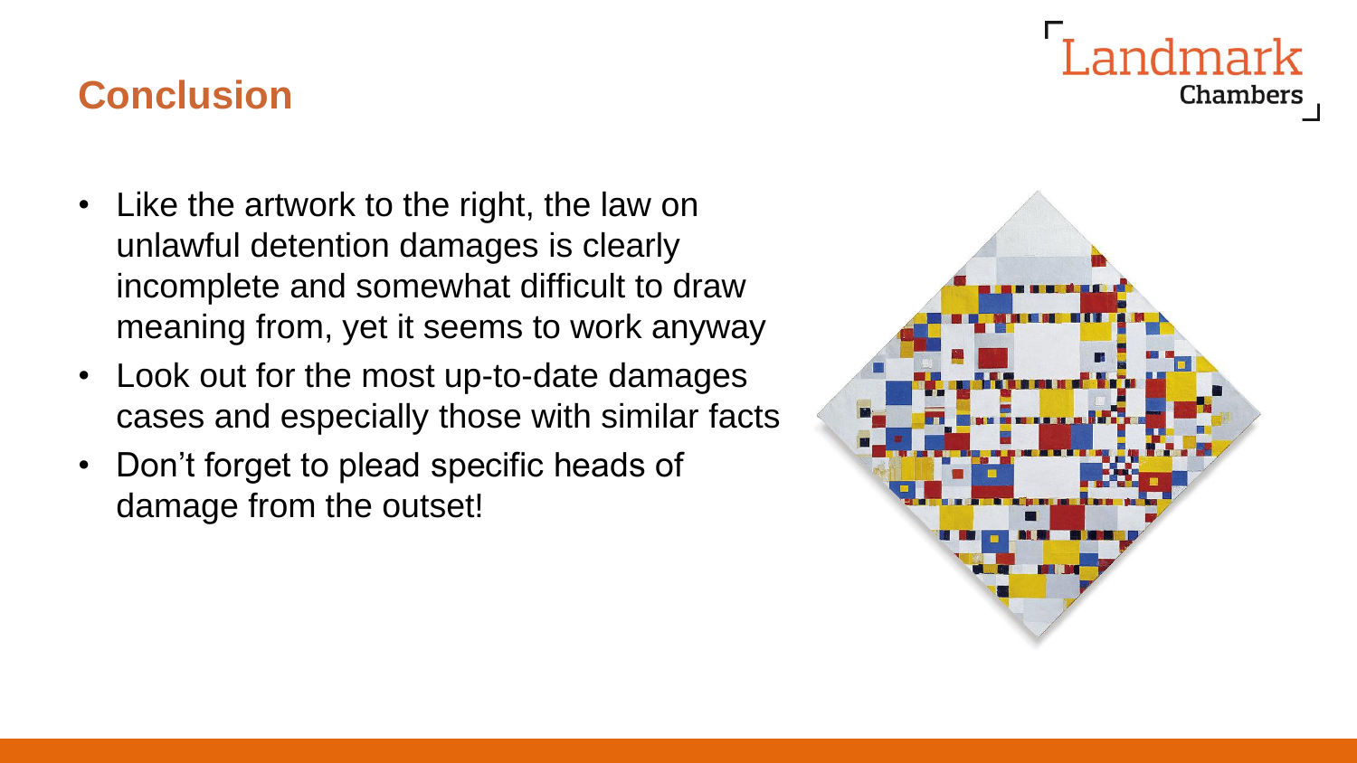# Conclusion

- Like the artwork to the right, the law on unlawful detention damages is clearly incomplete and somewhat difficult to draw meaning from, yet it seems to work anyway
- Look out for the most up-to-date damages cases and especially those with similar facts
- Don't forget to plead specific heads of damage from the outset!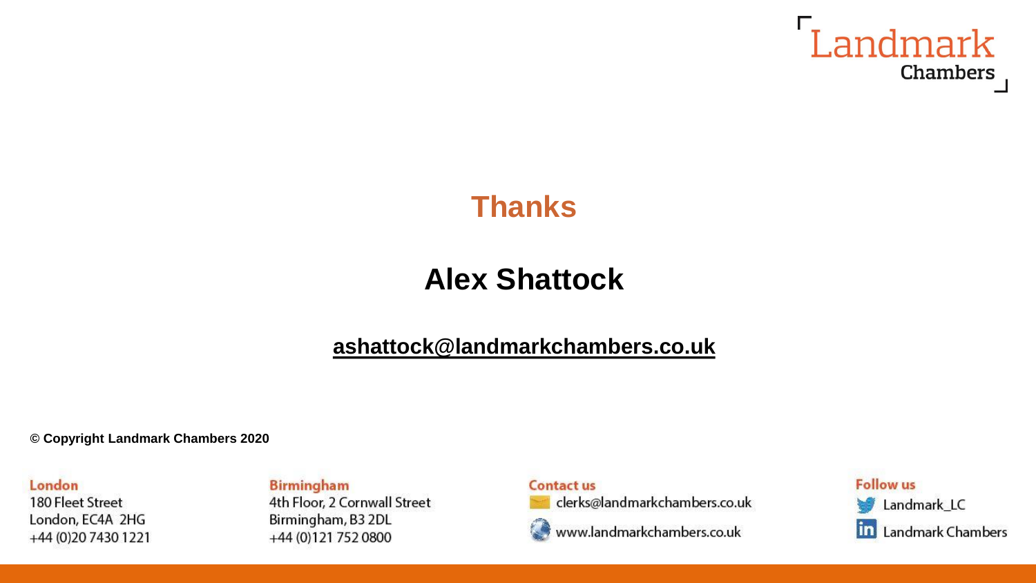Landmark Chambers

# Thanks

## Alex Shattock

**ashattock@landmarkchambers.co.uk**

**© Copyright Landmark Chambers 2020**

**London**
180 Fleet Street
London, EC4A 2HG
+44 (0)20 7430 1221

**Birmingham**
4th Floor, 2 Cornwall Street
Birmingham, B3 2DL
+44 (0)121 752 0800

**Contact us**
clerks@landmarkchambers.co.uk
www.landmarkchambers.co.uk

**Follow us**
Landmark_LC
Landmark Chambers